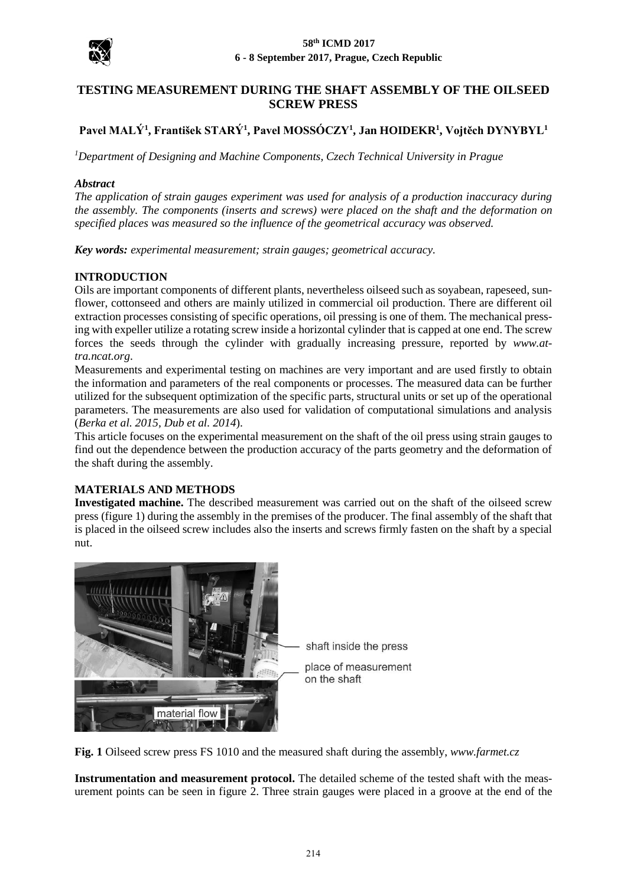# TESTING MEASUREMENT DURING THE SHAFT ASSEMBLY OF THE OILSEED SCREW PRESS

**Pavel MALÝ[1], František STARÝ[1], Pavel MOSSÓCZY[1], Jan HOIDEKR[1], Vojtěch DYNYBYL[1]**

[1]*Department of Designing and Machine Components, Czech Technical University in Prague*

***Abstract***

*The application of strain gauges experiment was used for analysis of a production inaccuracy during the assembly. The components (inserts and screws) were placed on the shaft and the deformation on specified places was measured so the influence of the geometrical accuracy was observed.*

***Key words:*** *experimental measurement; strain gauges; geometrical accuracy.*

## INTRODUCTION

Oils are important components of different plants, nevertheless oilseed such as soyabean, rapeseed, sunflower, cottonseed and others are mainly utilized in commercial oil production. There are different oil extraction processes consisting of specific operations, oil pressing is one of them. The mechanical pressing with expeller utilize a rotating screw inside a horizontal cylinder that is capped at one end. The screw forces the seeds through the cylinder with gradually increasing pressure, reported by *www.attra.ncat.org*.

Measurements and experimental testing on machines are very important and are used firstly to obtain the information and parameters of the real components or processes. The measured data can be further utilized for the subsequent optimization of the specific parts, structural units or set up of the operational parameters. The measurements are also used for validation of computational simulations and analysis (*Berka et al. 2015*, *Dub et al. 2014*).

This article focuses on the experimental measurement on the shaft of the oil press using strain gauges to find out the dependence between the production accuracy of the parts geometry and the deformation of the shaft during the assembly.

## MATERIALS AND METHODS

**Investigated machine.** The described measurement was carried out on the shaft of the oilseed screw press (figure 1) during the assembly in the premises of the producer. The final assembly of the shaft that is placed in the oilseed screw includes also the inserts and screws firmly fasten on the shaft by a special nut.

shaft inside the press

place of measurement on the shaft

material flow

**Fig. 1** Oilseed screw press FS 1010 and the measured shaft during the assembly, *www.farmet.cz*

**Instrumentation and measurement protocol.** The detailed scheme of the tested shaft with the measurement points can be seen in figure 2. Three strain gauges were placed in a groove at the end of the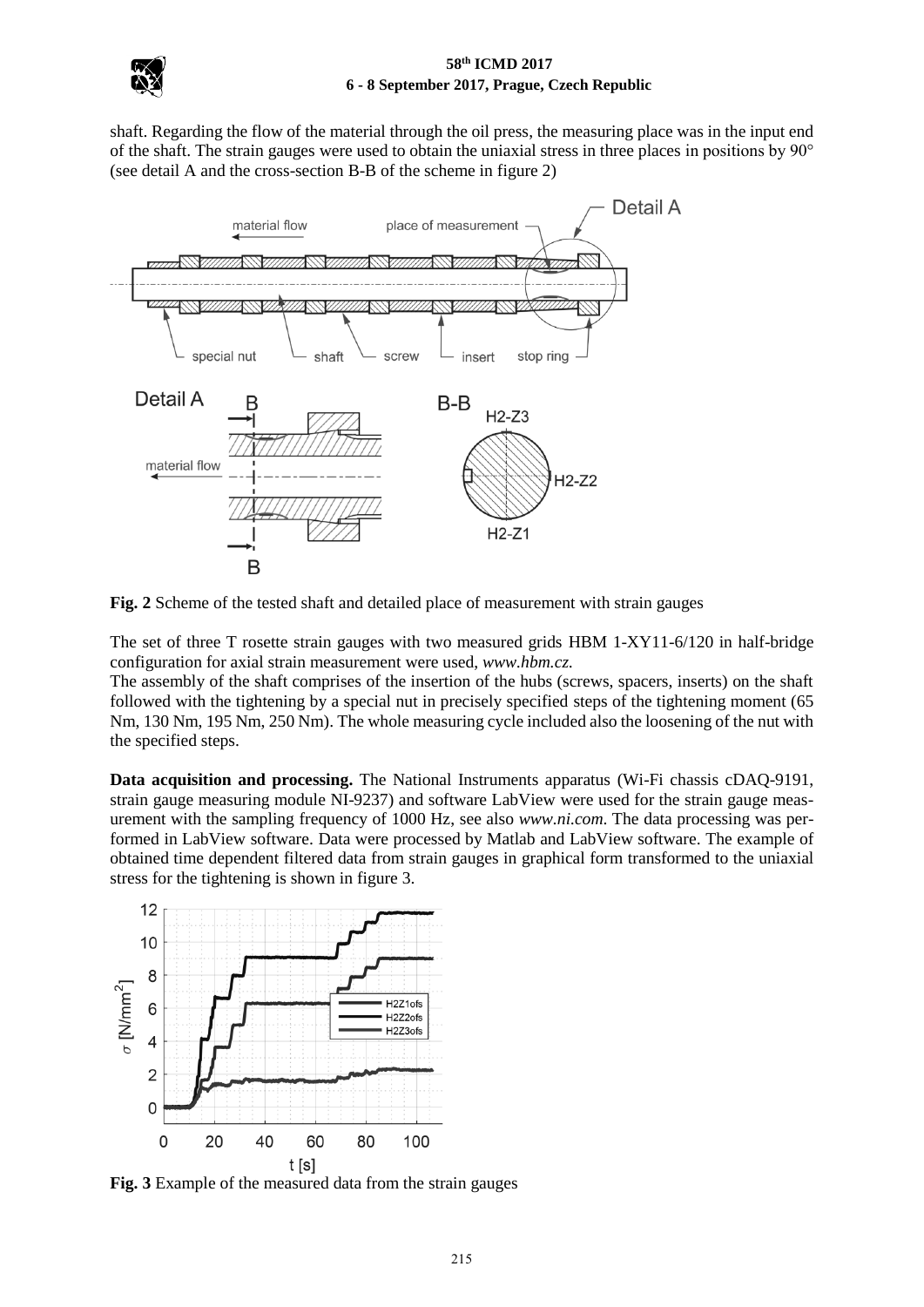shaft. Regarding the flow of the material through the oil press, the measuring place was in the input end of the shaft. The strain gauges were used to obtain the uniaxial stress in three places in positions by 90° (see detail A and the cross-section B-B of the scheme in figure 2)

**Fig. 2** Scheme of the tested shaft and detailed place of measurement with strain gauges

The set of three T rosette strain gauges with two measured grids HBM 1-XY11-6/120 in half-bridge configuration for axial strain measurement were used, *www.hbm.cz.*

The assembly of the shaft comprises of the insertion of the hubs (screws, spacers, inserts) on the shaft followed with the tightening by a special nut in precisely specified steps of the tightening moment (65 Nm, 130 Nm, 195 Nm, 250 Nm). The whole measuring cycle included also the loosening of the nut with the specified steps.

**Data acquisition and processing.** The National Instruments apparatus (Wi-Fi chassis cDAQ-9191, strain gauge measuring module NI-9237) and software LabView were used for the strain gauge measurement with the sampling frequency of 1000 Hz, see also *www.ni.com*. The data processing was performed in LabView software. Data were processed by Matlab and LabView software. The example of obtained time dependent filtered data from strain gauges in graphical form transformed to the uniaxial stress for the tightening is shown in figure 3.

**Fig. 3** Example of the measured data from the strain gauges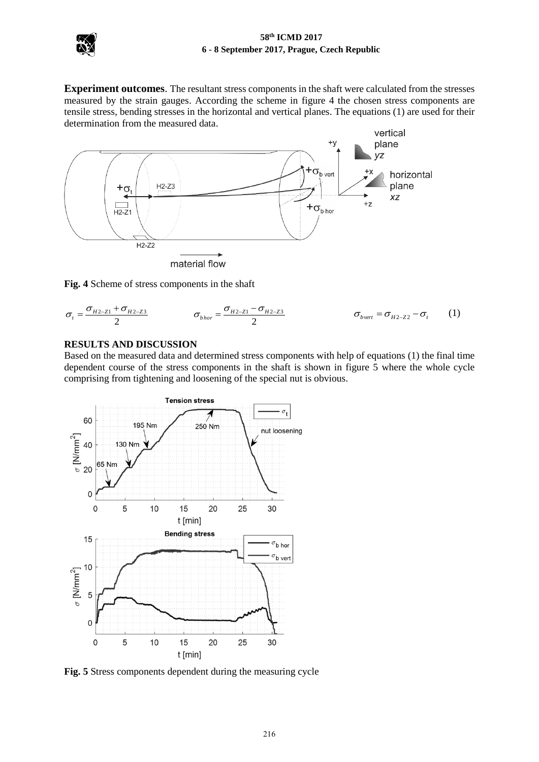**Experiment outcomes**. The resultant stress components in the shaft were calculated from the stresses measured by the strain gauges. According the scheme in figure 4 the chosen stress components are tensile stress, bending stresses in the horizontal and vertical planes. The equations (1) are used for their determination from the measured data.

**Fig. 4** Scheme of stress components in the shaft

$$\sigma_t = \frac{\sigma_{H2-Z1} + \sigma_{H2-Z3}}{2} \qquad \sigma_{bhor} = \frac{\sigma_{H2-Z1} - \sigma_{H2-Z3}}{2} \qquad \sigma_{bvert} = \sigma_{H2-Z2} - \sigma_t \qquad (1)$$

## RESULTS AND DISCUSSION

Based on the measured data and determined stress components with help of equations (1) the final time dependent course of the stress components in the shaft is shown in figure 5 where the whole cycle comprising from tightening and loosening of the special nut is obvious.

**Fig. 5** Stress components dependent during the measuring cycle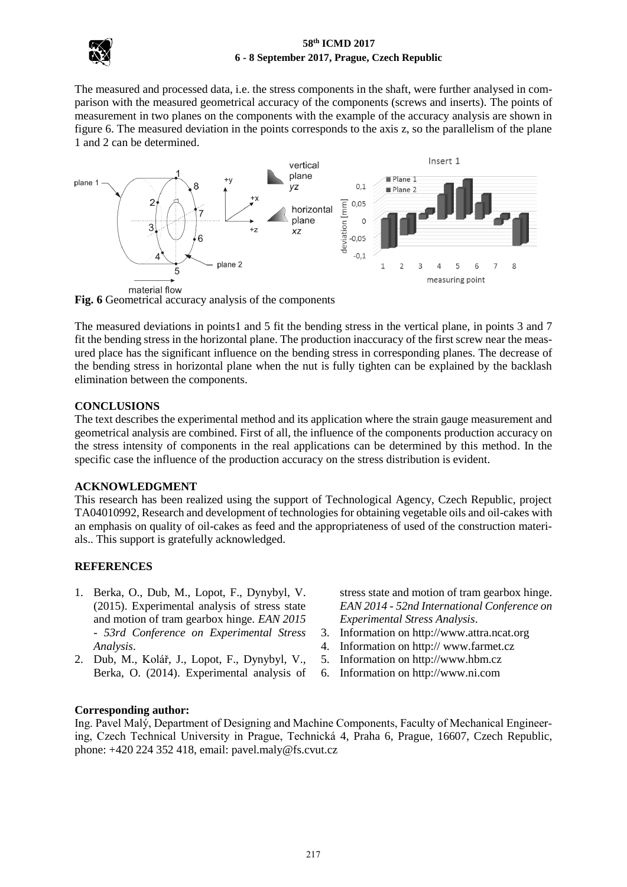The measured and processed data, i.e. the stress components in the shaft, were further analysed in comparison with the measured geometrical accuracy of the components (screws and inserts). The points of measurement in two planes on the components with the example of the accuracy analysis are shown in figure 6. The measured deviation in the points corresponds to the axis z, so the parallelism of the plane 1 and 2 can be determined.

plane 1
1
2
3
4
5
6
7
8
plane 2
material flow
+y
+x
+z
vertical plane yz
horizontal plane xz

Insert 1
Plane 1
Plane 2
deviation [mm]
0,1
0,05
0
-0,05
-0,1
1 2 3 4 5 6 7 8
measuring point

**Fig. 6** Geometrical accuracy analysis of the components

The measured deviations in points1 and 5 fit the bending stress in the vertical plane, in points 3 and 7 fit the bending stress in the horizontal plane. The production inaccuracy of the first screw near the measured place has the significant influence on the bending stress in corresponding planes. The decrease of the bending stress in horizontal plane when the nut is fully tighten can be explained by the backlash elimination between the components.

## CONCLUSIONS

The text describes the experimental method and its application where the strain gauge measurement and geometrical analysis are combined. First of all, the influence of the components production accuracy on the stress intensity of components in the real applications can be determined by this method. In the specific case the influence of the production accuracy on the stress distribution is evident.

## ACKNOWLEDGMENT

This research has been realized using the support of Technological Agency, Czech Republic, project TA04010992, Research and development of technologies for obtaining vegetable oils and oil-cakes with an emphasis on quality of oil-cakes as feed and the appropriateness of used of the construction materials.. This support is gratefully acknowledged.

## REFERENCES

1. Berka, O., Dub, M., Lopot, F., Dynybyl, V. (2015). Experimental analysis of stress state and motion of tram gearbox hinge. *EAN 2015 - 53rd Conference on Experimental Stress Analysis*.
2. Dub, M., Kolář, J., Lopot, F., Dynybyl, V., Berka, O. (2014). Experimental analysis of stress state and motion of tram gearbox hinge. *EAN 2014 - 52nd International Conference on Experimental Stress Analysis*.
3. Information on http://www.attra.ncat.org
4. Information on http:// www.farmet.cz
5. Information on http://www.hbm.cz
6. Information on http://www.ni.com

**Corresponding author:**

Ing. Pavel Malý, Department of Designing and Machine Components, Faculty of Mechanical Engineering, Czech Technical University in Prague, Technická 4, Praha 6, Prague, 16607, Czech Republic, phone: +420 224 352 418, email: pavel.maly@fs.cvut.cz